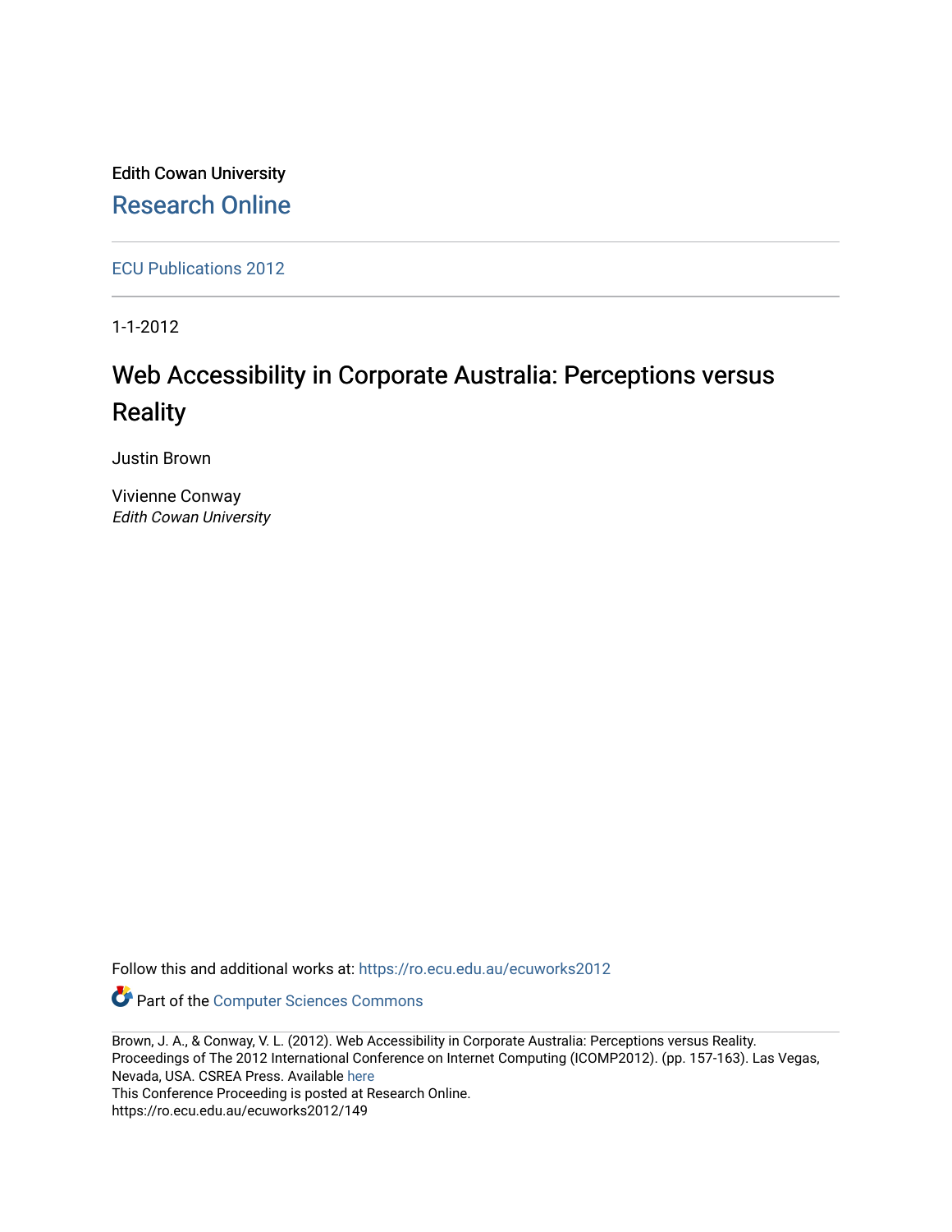Edith Cowan University

Research Online

ECU Publications 2012

1-1-2012

# Web Accessibility in Corporate Australia: Perceptions versus Reality

Justin Brown

Vivienne Conway
*Edith Cowan University*

Follow this and additional works at: https://ro.ecu.edu.au/ecuworks2012

Part of the Computer Sciences Commons

Brown, J. A., & Conway, V. L. (2012). Web Accessibility in Corporate Australia: Perceptions versus Reality. Proceedings of The 2012 International Conference on Internet Computing (ICOMP2012). (pp. 157-163). Las Vegas, Nevada, USA. CSREA Press. Available here
This Conference Proceeding is posted at Research Online.
https://ro.ecu.edu.au/ecuworks2012/149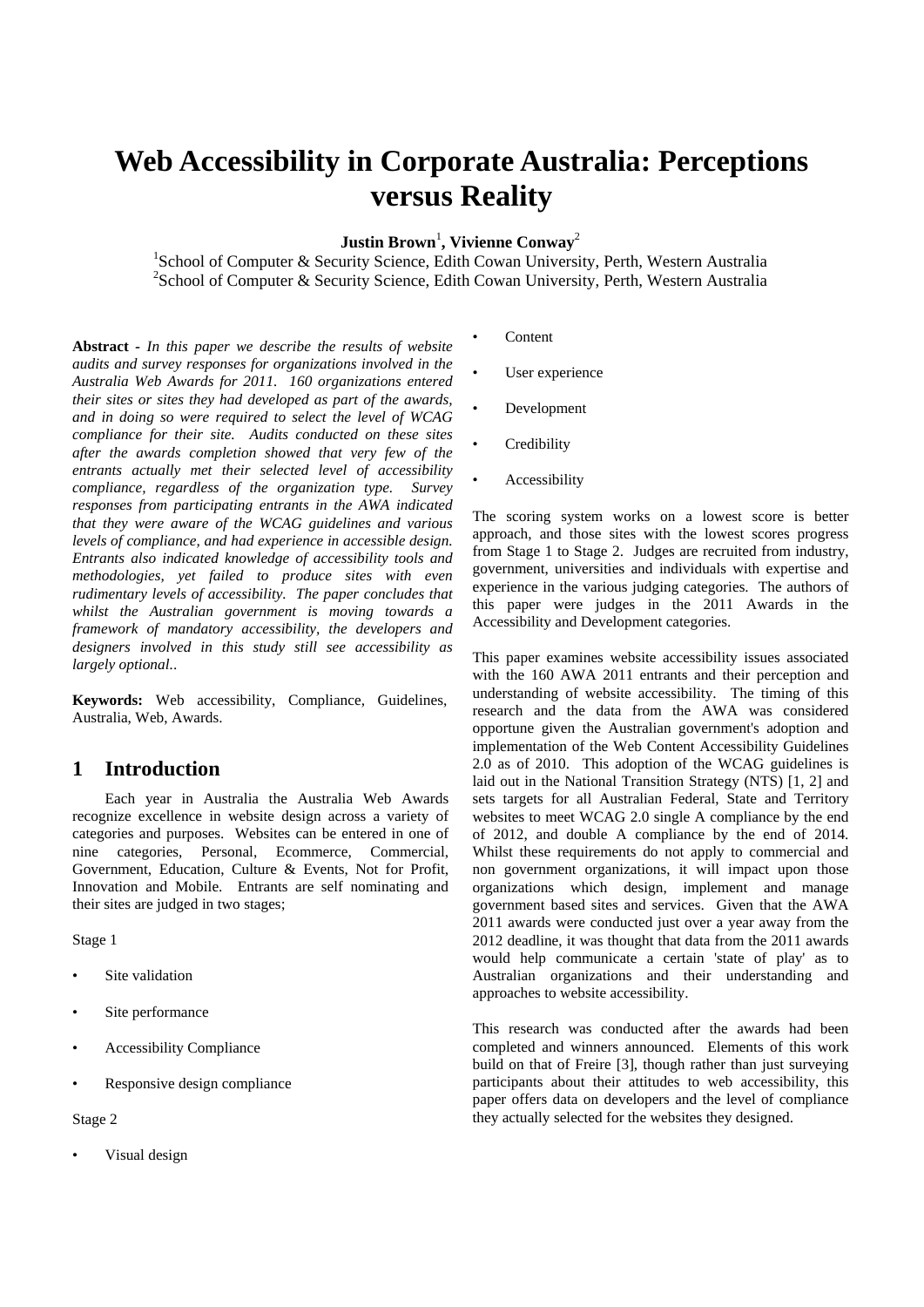# Web Accessibility in Corporate Australia: Perceptions versus Reality

**Justin Brown**[1]**, Vivienne Conway**[2]

[1]School of Computer & Security Science, Edith Cowan University, Perth, Western Australia
[2]School of Computer & Security Science, Edith Cowan University, Perth, Western Australia

**Abstract -** *In this paper we describe the results of website audits and survey responses for organizations involved in the Australia Web Awards for 2011. 160 organizations entered their sites or sites they had developed as part of the awards, and in doing so were required to select the level of WCAG compliance for their site. Audits conducted on these sites after the awards completion showed that very few of the entrants actually met their selected level of accessibility compliance, regardless of the organization type. Survey responses from participating entrants in the AWA indicated that they were aware of the WCAG guidelines and various levels of compliance, and had experience in accessible design. Entrants also indicated knowledge of accessibility tools and methodologies, yet failed to produce sites with even rudimentary levels of accessibility. The paper concludes that whilst the Australian government is moving towards a framework of mandatory accessibility, the developers and designers involved in this study still see accessibility as largely optional..*

**Keywords:** Web accessibility, Compliance, Guidelines, Australia, Web, Awards.

## 1 Introduction

Each year in Australia the Australia Web Awards recognize excellence in website design across a variety of categories and purposes. Websites can be entered in one of nine categories, Personal, Ecommerce, Commercial, Government, Education, Culture & Events, Not for Profit, Innovation and Mobile. Entrants are self nominating and their sites are judged in two stages;

Stage 1

- Site validation
- Site performance
- Accessibility Compliance
- Responsive design compliance

Stage 2

- Visual design
- Content
- User experience
- Development
- Credibility
- Accessibility

The scoring system works on a lowest score is better approach, and those sites with the lowest scores progress from Stage 1 to Stage 2. Judges are recruited from industry, government, universities and individuals with expertise and experience in the various judging categories. The authors of this paper were judges in the 2011 Awards in the Accessibility and Development categories.

This paper examines website accessibility issues associated with the 160 AWA 2011 entrants and their perception and understanding of website accessibility. The timing of this research and the data from the AWA was considered opportune given the Australian government's adoption and implementation of the Web Content Accessibility Guidelines 2.0 as of 2010. This adoption of the WCAG guidelines is laid out in the National Transition Strategy (NTS) [1, 2] and sets targets for all Australian Federal, State and Territory websites to meet WCAG 2.0 single A compliance by the end of 2012, and double A compliance by the end of 2014. Whilst these requirements do not apply to commercial and non government organizations, it will impact upon those organizations which design, implement and manage government based sites and services. Given that the AWA 2011 awards were conducted just over a year away from the 2012 deadline, it was thought that data from the 2011 awards would help communicate a certain 'state of play' as to Australian organizations and their understanding and approaches to website accessibility.

This research was conducted after the awards had been completed and winners announced. Elements of this work build on that of Freire [3], though rather than just surveying participants about their attitudes to web accessibility, this paper offers data on developers and the level of compliance they actually selected for the websites they designed.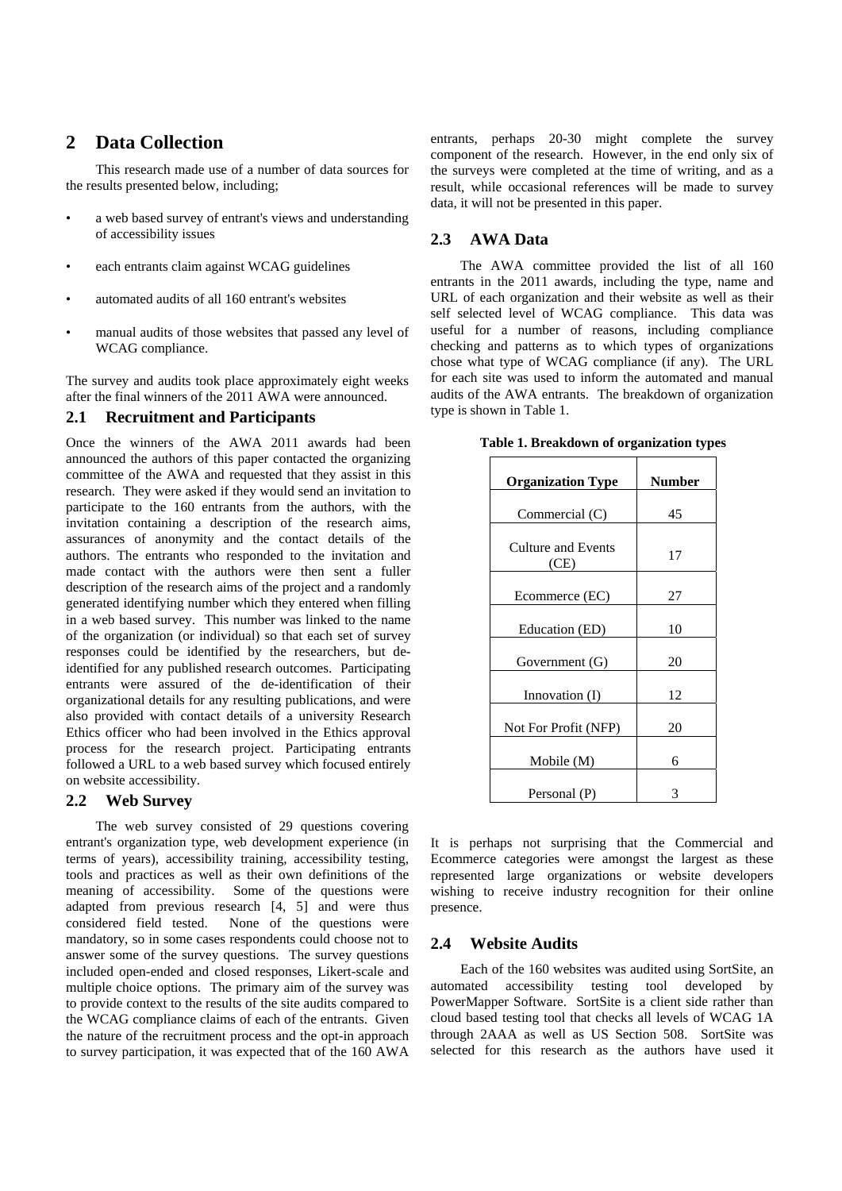## 2 Data Collection

This research made use of a number of data sources for the results presented below, including;

- a web based survey of entrant's views and understanding of accessibility issues
- each entrants claim against WCAG guidelines
- automated audits of all 160 entrant's websites
- manual audits of those websites that passed any level of WCAG compliance.

The survey and audits took place approximately eight weeks after the final winners of the 2011 AWA were announced.

### 2.1 Recruitment and Participants

Once the winners of the AWA 2011 awards had been announced the authors of this paper contacted the organizing committee of the AWA and requested that they assist in this research. They were asked if they would send an invitation to participate to the 160 entrants from the authors, with the invitation containing a description of the research aims, assurances of anonymity and the contact details of the authors. The entrants who responded to the invitation and made contact with the authors were then sent a fuller description of the research aims of the project and a randomly generated identifying number which they entered when filling in a web based survey. This number was linked to the name of the organization (or individual) so that each set of survey responses could be identified by the researchers, but de-identified for any published research outcomes. Participating entrants were assured of the de-identification of their organizational details for any resulting publications, and were also provided with contact details of a university Research Ethics officer who had been involved in the Ethics approval process for the research project. Participating entrants followed a URL to a web based survey which focused entirely on website accessibility.

### 2.2 Web Survey

The web survey consisted of 29 questions covering entrant's organization type, web development experience (in terms of years), accessibility training, accessibility testing, tools and practices as well as their own definitions of the meaning of accessibility. Some of the questions were adapted from previous research [4, 5] and were thus considered field tested. None of the questions were mandatory, so in some cases respondents could choose not to answer some of the survey questions. The survey questions included open-ended and closed responses, Likert-scale and multiple choice options. The primary aim of the survey was to provide context to the results of the site audits compared to the WCAG compliance claims of each of the entrants. Given the nature of the recruitment process and the opt-in approach to survey participation, it was expected that of the 160 AWA entrants, perhaps 20-30 might complete the survey component of the research. However, in the end only six of the surveys were completed at the time of writing, and as a result, while occasional references will be made to survey data, it will not be presented in this paper.

### 2.3 AWA Data

The AWA committee provided the list of all 160 entrants in the 2011 awards, including the type, name and URL of each organization and their website as well as their self selected level of WCAG compliance. This data was useful for a number of reasons, including compliance checking and patterns as to which types of organizations chose what type of WCAG compliance (if any). The URL for each site was used to inform the automated and manual audits of the AWA entrants. The breakdown of organization type is shown in Table 1.

**Table 1. Breakdown of organization types**

| Organization Type | Number |
|---|---|
| Commercial (C) | 45 |
| Culture and Events (CE) | 17 |
| Ecommerce (EC) | 27 |
| Education (ED) | 10 |
| Government (G) | 20 |
| Innovation (I) | 12 |
| Not For Profit (NFP) | 20 |
| Mobile (M) | 6 |
| Personal (P) | 3 |

It is perhaps not surprising that the Commercial and Ecommerce categories were amongst the largest as these represented large organizations or website developers wishing to receive industry recognition for their online presence.

### 2.4 Website Audits

Each of the 160 websites was audited using SortSite, an automated accessibility testing tool developed by PowerMapper Software. SortSite is a client side rather than cloud based testing tool that checks all levels of WCAG 1A through 2AAA as well as US Section 508. SortSite was selected for this research as the authors have used it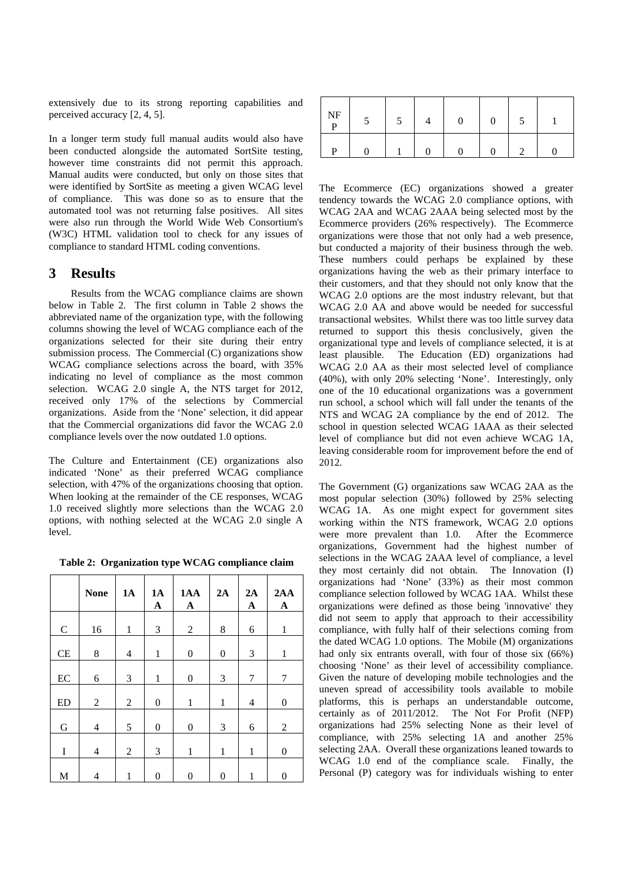extensively due to its strong reporting capabilities and perceived accuracy [2, 4, 5].

In a longer term study full manual audits would also have been conducted alongside the automated SortSite testing, however time constraints did not permit this approach. Manual audits were conducted, but only on those sites that were identified by SortSite as meeting a given WCAG level of compliance. This was done so as to ensure that the automated tool was not returning false positives. All sites were also run through the World Wide Web Consortium's (W3C) HTML validation tool to check for any issues of compliance to standard HTML coding conventions.

## 3 Results

Results from the WCAG compliance claims are shown below in Table 2. The first column in Table 2 shows the abbreviated name of the organization type, with the following columns showing the level of WCAG compliance each of the organizations selected for their site during their entry submission process. The Commercial (C) organizations show WCAG compliance selections across the board, with 35% indicating no level of compliance as the most common selection. WCAG 2.0 single A, the NTS target for 2012, received only 17% of the selections by Commercial organizations. Aside from the 'None' selection, it did appear that the Commercial organizations did favor the WCAG 2.0 compliance levels over the now outdated 1.0 options.

The Culture and Entertainment (CE) organizations also indicated 'None' as their preferred WCAG compliance selection, with 47% of the organizations choosing that option. When looking at the remainder of the CE responses, WCAG 1.0 received slightly more selections than the WCAG 2.0 options, with nothing selected at the WCAG 2.0 single A level.

**Table 2: Organization type WCAG compliance claim**

| | None | 1A | 1AA | 1AAA | 2A | 2AA | 2AAA |
|---|---|---|---|---|---|---|---|
| C | 16 | 1 | 3 | 2 | 8 | 6 | 1 |
| CE | 8 | 4 | 1 | 0 | 0 | 3 | 1 |
| EC | 6 | 3 | 1 | 0 | 3 | 7 | 7 |
| ED | 2 | 2 | 0 | 1 | 1 | 4 | 0 |
| G | 4 | 5 | 0 | 0 | 3 | 6 | 2 |
| I | 4 | 2 | 3 | 1 | 1 | 1 | 0 |
| M | 4 | 1 | 0 | 0 | 0 | 1 | 0 |
| NFP | 5 | 5 | 4 | 0 | 0 | 5 | 1 |
| P | 0 | 1 | 0 | 0 | 0 | 2 | 0 |

The Ecommerce (EC) organizations showed a greater tendency towards the WCAG 2.0 compliance options, with WCAG 2AA and WCAG 2AAA being selected most by the Ecommerce providers (26% respectively). The Ecommerce organizations were those that not only had a web presence, but conducted a majority of their business through the web. These numbers could perhaps be explained by these organizations having the web as their primary interface to their customers, and that they should not only know that the WCAG 2.0 options are the most industry relevant, but that WCAG 2.0 AA and above would be needed for successful transactional websites. Whilst there was too little survey data returned to support this thesis conclusively, given the organizational type and levels of compliance selected, it is at least plausible. The Education (ED) organizations had WCAG 2.0 AA as their most selected level of compliance (40%), with only 20% selecting 'None'. Interestingly, only one of the 10 educational organizations was a government run school, a school which will fall under the tenants of the NTS and WCAG 2A compliance by the end of 2012. The school in question selected WCAG 1AAA as their selected level of compliance but did not even achieve WCAG 1A, leaving considerable room for improvement before the end of 2012.

The Government (G) organizations saw WCAG 2AA as the most popular selection (30%) followed by 25% selecting WCAG 1A. As one might expect for government sites working within the NTS framework, WCAG 2.0 options were more prevalent than 1.0. After the Ecommerce organizations, Government had the highest number of selections in the WCAG 2AAA level of compliance, a level they most certainly did not obtain. The Innovation (I) organizations had 'None' (33%) as their most common compliance selection followed by WCAG 1AA. Whilst these organizations were defined as those being 'innovative' they did not seem to apply that approach to their accessibility compliance, with fully half of their selections coming from the dated WCAG 1.0 options. The Mobile (M) organizations had only six entrants overall, with four of those six (66%) choosing 'None' as their level of accessibility compliance. Given the nature of developing mobile technologies and the uneven spread of accessibility tools available to mobile platforms, this is perhaps an understandable outcome, certainly as of 2011/2012. The Not For Profit (NFP) organizations had 25% selecting None as their level of compliance, with 25% selecting 1A and another 25% selecting 2AA. Overall these organizations leaned towards to WCAG 1.0 end of the compliance scale. Finally, the Personal (P) category was for individuals wishing to enter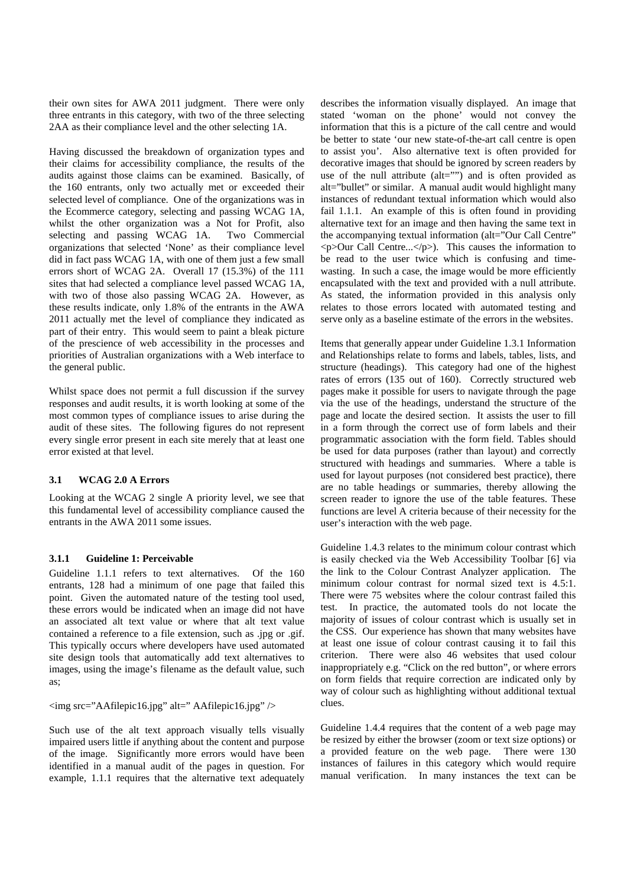their own sites for AWA 2011 judgment. There were only three entrants in this category, with two of the three selecting 2AA as their compliance level and the other selecting 1A.

Having discussed the breakdown of organization types and their claims for accessibility compliance, the results of the audits against those claims can be examined. Basically, of the 160 entrants, only two actually met or exceeded their selected level of compliance. One of the organizations was in the Ecommerce category, selecting and passing WCAG 1A, whilst the other organization was a Not for Profit, also selecting and passing WCAG 1A. Two Commercial organizations that selected 'None' as their compliance level did in fact pass WCAG 1A, with one of them just a few small errors short of WCAG 2A. Overall 17 (15.3%) of the 111 sites that had selected a compliance level passed WCAG 1A, with two of those also passing WCAG 2A. However, as these results indicate, only 1.8% of the entrants in the AWA 2011 actually met the level of compliance they indicated as part of their entry. This would seem to paint a bleak picture of the prescience of web accessibility in the processes and priorities of Australian organizations with a Web interface to the general public.

Whilst space does not permit a full discussion if the survey responses and audit results, it is worth looking at some of the most common types of compliance issues to arise during the audit of these sites. The following figures do not represent every single error present in each site merely that at least one error existed at that level.

### 3.1 WCAG 2.0 A Errors

Looking at the WCAG 2 single A priority level, we see that this fundamental level of accessibility compliance caused the entrants in the AWA 2011 some issues.

#### 3.1.1 Guideline 1: Perceivable

Guideline 1.1.1 refers to text alternatives. Of the 160 entrants, 128 had a minimum of one page that failed this point. Given the automated nature of the testing tool used, these errors would be indicated when an image did not have an associated alt text value or where that alt text value contained a reference to a file extension, such as .jpg or .gif. This typically occurs where developers have used automated site design tools that automatically add text alternatives to images, using the image's filename as the default value, such as;

```
<img src="AAfilepic16.jpg" alt=" AAfilepic16.jpg" />
```

Such use of the alt text approach visually tells visually impaired users little if anything about the content and purpose of the image. Significantly more errors would have been identified in a manual audit of the pages in question. For example, 1.1.1 requires that the alternative text adequately describes the information visually displayed. An image that stated 'woman on the phone' would not convey the information that this is a picture of the call centre and would be better to state 'our new state-of-the-art call centre is open to assist you'. Also alternative text is often provided for decorative images that should be ignored by screen readers by use of the null attribute (alt="") and is often provided as alt="bullet" or similar. A manual audit would highlight many instances of redundant textual information which would also fail 1.1.1. An example of this is often found in providing alternative text for an image and then having the same text in the accompanying textual information (alt="Our Call Centre" <p>Our Call Centre...</p>). This causes the information to be read to the user twice which is confusing and time-wasting. In such a case, the image would be more efficiently encapsulated with the text and provided with a null attribute. As stated, the information provided in this analysis only relates to those errors located with automated testing and serve only as a baseline estimate of the errors in the websites.

Items that generally appear under Guideline 1.3.1 Information and Relationships relate to forms and labels, tables, lists, and structure (headings). This category had one of the highest rates of errors (135 out of 160). Correctly structured web pages make it possible for users to navigate through the page via the use of the headings, understand the structure of the page and locate the desired section. It assists the user to fill in a form through the correct use of form labels and their programmatic association with the form field. Tables should be used for data purposes (rather than layout) and correctly structured with headings and summaries. Where a table is used for layout purposes (not considered best practice), there are no table headings or summaries, thereby allowing the screen reader to ignore the use of the table features. These functions are level A criteria because of their necessity for the user's interaction with the web page.

Guideline 1.4.3 relates to the minimum colour contrast which is easily checked via the Web Accessibility Toolbar [6] via the link to the Colour Contrast Analyzer application. The minimum colour contrast for normal sized text is 4.5:1. There were 75 websites where the colour contrast failed this test. In practice, the automated tools do not locate the majority of issues of colour contrast which is usually set in the CSS. Our experience has shown that many websites have at least one issue of colour contrast causing it to fail this criterion. There were also 46 websites that used colour inappropriately e.g. "Click on the red button", or where errors on form fields that require correction are indicated only by way of colour such as highlighting without additional textual clues.

Guideline 1.4.4 requires that the content of a web page may be resized by either the browser (zoom or text size options) or a provided feature on the web page. There were 130 instances of failures in this category which would require manual verification. In many instances the text can be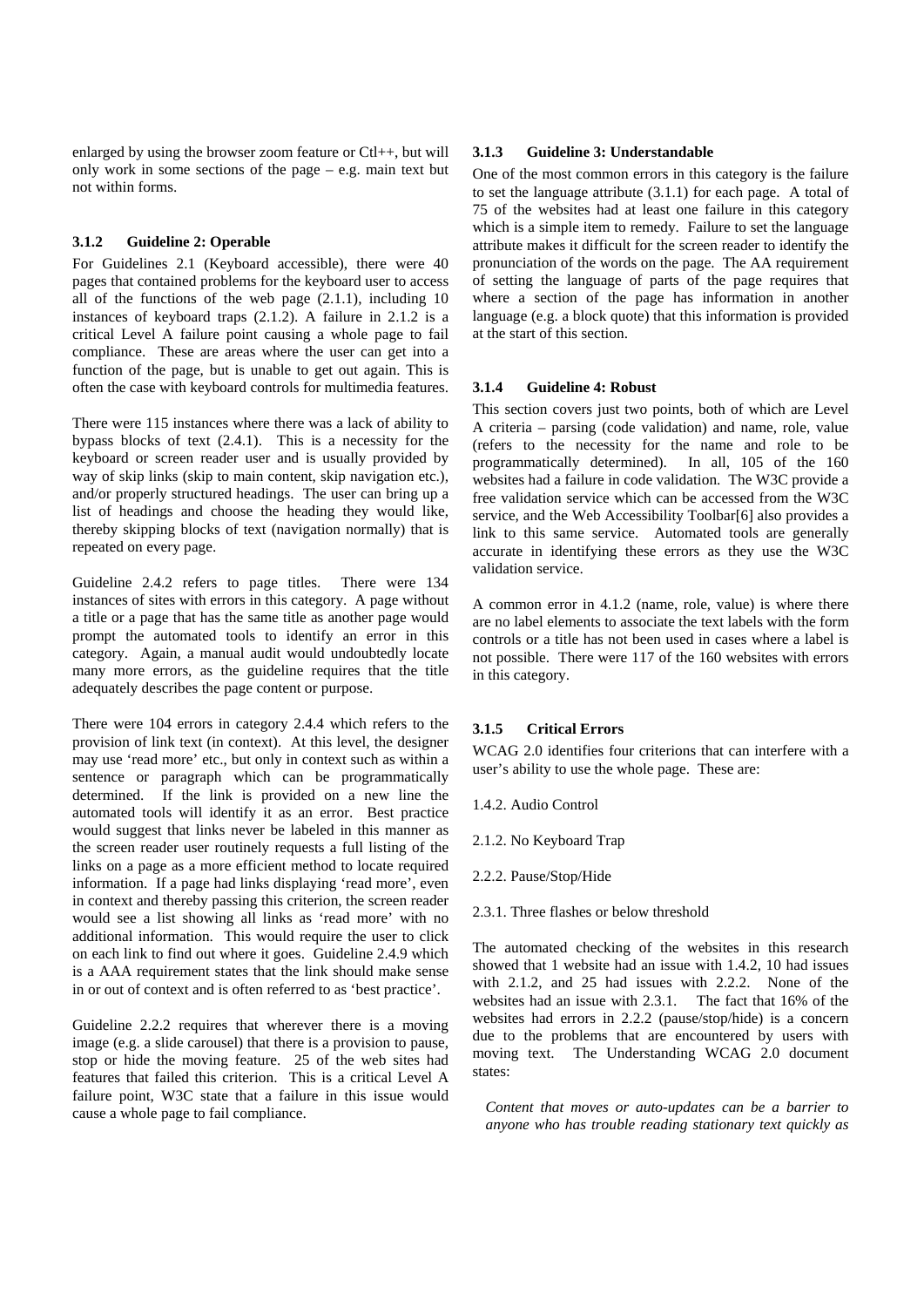enlarged by using the browser zoom feature or Ctl++, but will only work in some sections of the page – e.g. main text but not within forms.

### 3.1.2 Guideline 2: Operable

For Guidelines 2.1 (Keyboard accessible), there were 40 pages that contained problems for the keyboard user to access all of the functions of the web page (2.1.1), including 10 instances of keyboard traps (2.1.2). A failure in 2.1.2 is a critical Level A failure point causing a whole page to fail compliance. These are areas where the user can get into a function of the page, but is unable to get out again. This is often the case with keyboard controls for multimedia features.

There were 115 instances where there was a lack of ability to bypass blocks of text (2.4.1). This is a necessity for the keyboard or screen reader user and is usually provided by way of skip links (skip to main content, skip navigation etc.), and/or properly structured headings. The user can bring up a list of headings and choose the heading they would like, thereby skipping blocks of text (navigation normally) that is repeated on every page.

Guideline 2.4.2 refers to page titles. There were 134 instances of sites with errors in this category. A page without a title or a page that has the same title as another page would prompt the automated tools to identify an error in this category. Again, a manual audit would undoubtedly locate many more errors, as the guideline requires that the title adequately describes the page content or purpose.

There were 104 errors in category 2.4.4 which refers to the provision of link text (in context). At this level, the designer may use 'read more' etc., but only in context such as within a sentence or paragraph which can be programmatically determined. If the link is provided on a new line the automated tools will identify it as an error. Best practice would suggest that links never be labeled in this manner as the screen reader user routinely requests a full listing of the links on a page as a more efficient method to locate required information. If a page had links displaying 'read more', even in context and thereby passing this criterion, the screen reader would see a list showing all links as 'read more' with no additional information. This would require the user to click on each link to find out where it goes. Guideline 2.4.9 which is a AAA requirement states that the link should make sense in or out of context and is often referred to as 'best practice'.

Guideline 2.2.2 requires that wherever there is a moving image (e.g. a slide carousel) that there is a provision to pause, stop or hide the moving feature. 25 of the web sites had features that failed this criterion. This is a critical Level A failure point, W3C state that a failure in this issue would cause a whole page to fail compliance.

### 3.1.3 Guideline 3: Understandable

One of the most common errors in this category is the failure to set the language attribute (3.1.1) for each page. A total of 75 of the websites had at least one failure in this category which is a simple item to remedy. Failure to set the language attribute makes it difficult for the screen reader to identify the pronunciation of the words on the page. The AA requirement of setting the language of parts of the page requires that where a section of the page has information in another language (e.g. a block quote) that this information is provided at the start of this section.

### 3.1.4 Guideline 4: Robust

This section covers just two points, both of which are Level A criteria – parsing (code validation) and name, role, value (refers to the necessity for the name and role to be programmatically determined). In all, 105 of the 160 websites had a failure in code validation. The W3C provide a free validation service which can be accessed from the W3C service, and the Web Accessibility Toolbar[6] also provides a link to this same service. Automated tools are generally accurate in identifying these errors as they use the W3C validation service.

A common error in 4.1.2 (name, role, value) is where there are no label elements to associate the text labels with the form controls or a title has not been used in cases where a label is not possible. There were 117 of the 160 websites with errors in this category.

### 3.1.5 Critical Errors

WCAG 2.0 identifies four criterions that can interfere with a user's ability to use the whole page. These are:

1.4.2. Audio Control

2.1.2. No Keyboard Trap

2.2.2. Pause/Stop/Hide

2.3.1. Three flashes or below threshold

The automated checking of the websites in this research showed that 1 website had an issue with 1.4.2, 10 had issues with 2.1.2, and 25 had issues with 2.2.2. None of the websites had an issue with 2.3.1. The fact that 16% of the websites had errors in 2.2.2 (pause/stop/hide) is a concern due to the problems that are encountered by users with moving text. The Understanding WCAG 2.0 document states:

> *Content that moves or auto-updates can be a barrier to anyone who has trouble reading stationary text quickly as*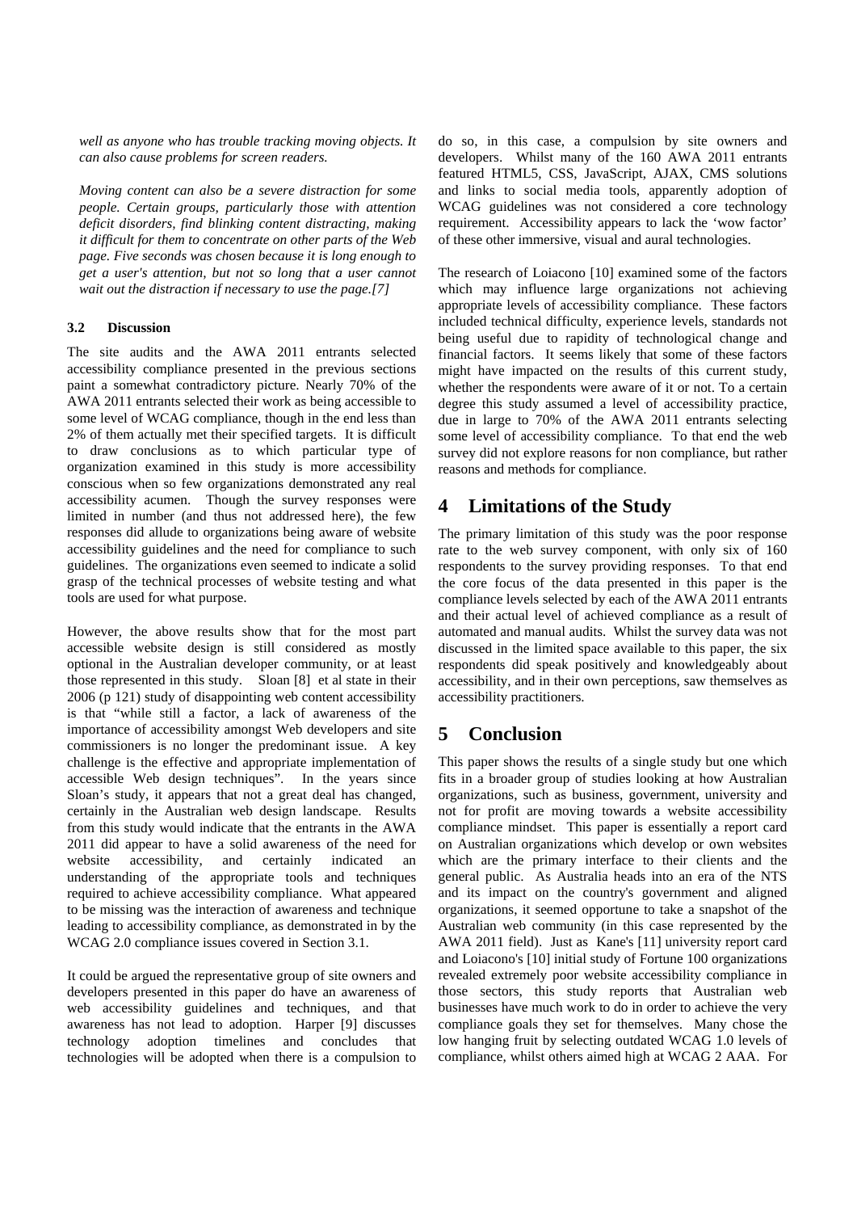*well as anyone who has trouble tracking moving objects. It can also cause problems for screen readers.*

*Moving content can also be a severe distraction for some people. Certain groups, particularly those with attention deficit disorders, find blinking content distracting, making it difficult for them to concentrate on other parts of the Web page. Five seconds was chosen because it is long enough to get a user's attention, but not so long that a user cannot wait out the distraction if necessary to use the page.[7]*

### 3.2 Discussion

The site audits and the AWA 2011 entrants selected accessibility compliance presented in the previous sections paint a somewhat contradictory picture. Nearly 70% of the AWA 2011 entrants selected their work as being accessible to some level of WCAG compliance, though in the end less than 2% of them actually met their specified targets. It is difficult to draw conclusions as to which particular type of organization examined in this study is more accessibility conscious when so few organizations demonstrated any real accessibility acumen. Though the survey responses were limited in number (and thus not addressed here), the few responses did allude to organizations being aware of website accessibility guidelines and the need for compliance to such guidelines. The organizations even seemed to indicate a solid grasp of the technical processes of website testing and what tools are used for what purpose.

However, the above results show that for the most part accessible website design is still considered as mostly optional in the Australian developer community, or at least those represented in this study. Sloan [8] et al state in their 2006 (p 121) study of disappointing web content accessibility is that "while still a factor, a lack of awareness of the importance of accessibility amongst Web developers and site commissioners is no longer the predominant issue. A key challenge is the effective and appropriate implementation of accessible Web design techniques". In the years since Sloan's study, it appears that not a great deal has changed, certainly in the Australian web design landscape. Results from this study would indicate that the entrants in the AWA 2011 did appear to have a solid awareness of the need for website accessibility, and certainly indicated an understanding of the appropriate tools and techniques required to achieve accessibility compliance. What appeared to be missing was the interaction of awareness and technique leading to accessibility compliance, as demonstrated in by the WCAG 2.0 compliance issues covered in Section 3.1.

It could be argued the representative group of site owners and developers presented in this paper do have an awareness of web accessibility guidelines and techniques, and that awareness has not lead to adoption. Harper [9] discusses technology adoption timelines and concludes that technologies will be adopted when there is a compulsion to do so, in this case, a compulsion by site owners and developers. Whilst many of the 160 AWA 2011 entrants featured HTML5, CSS, JavaScript, AJAX, CMS solutions and links to social media tools, apparently adoption of WCAG guidelines was not considered a core technology requirement. Accessibility appears to lack the 'wow factor' of these other immersive, visual and aural technologies.

The research of Loiacono [10] examined some of the factors which may influence large organizations not achieving appropriate levels of accessibility compliance. These factors included technical difficulty, experience levels, standards not being useful due to rapidity of technological change and financial factors. It seems likely that some of these factors might have impacted on the results of this current study, whether the respondents were aware of it or not. To a certain degree this study assumed a level of accessibility practice, due in large to 70% of the AWA 2011 entrants selecting some level of accessibility compliance. To that end the web survey did not explore reasons for non compliance, but rather reasons and methods for compliance.

## 4 Limitations of the Study

The primary limitation of this study was the poor response rate to the web survey component, with only six of 160 respondents to the survey providing responses. To that end the core focus of the data presented in this paper is the compliance levels selected by each of the AWA 2011 entrants and their actual level of achieved compliance as a result of automated and manual audits. Whilst the survey data was not discussed in the limited space available to this paper, the six respondents did speak positively and knowledgeably about accessibility, and in their own perceptions, saw themselves as accessibility practitioners.

## 5 Conclusion

This paper shows the results of a single study but one which fits in a broader group of studies looking at how Australian organizations, such as business, government, university and not for profit are moving towards a website accessibility compliance mindset. This paper is essentially a report card on Australian organizations which develop or own websites which are the primary interface to their clients and the general public. As Australia heads into an era of the NTS and its impact on the country's government and aligned organizations, it seemed opportune to take a snapshot of the Australian web community (in this case represented by the AWA 2011 field). Just as Kane's [11] university report card and Loiacono's [10] initial study of Fortune 100 organizations revealed extremely poor website accessibility compliance in those sectors, this study reports that Australian web businesses have much work to do in order to achieve the very compliance goals they set for themselves. Many chose the low hanging fruit by selecting outdated WCAG 1.0 levels of compliance, whilst others aimed high at WCAG 2 AAA. For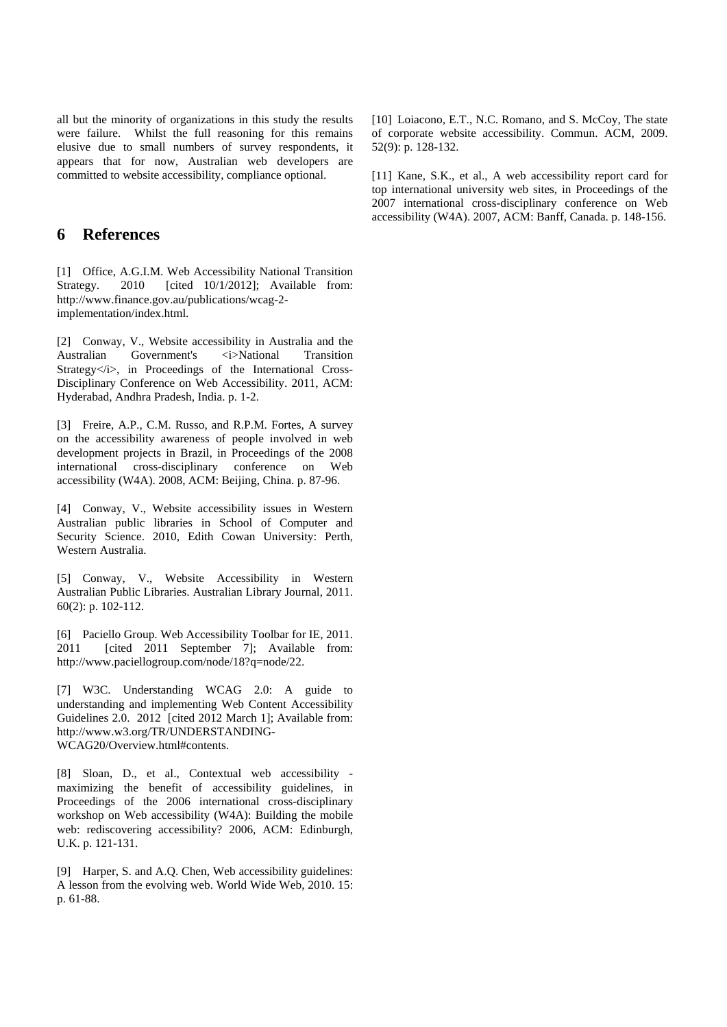all but the minority of organizations in this study the results were failure. Whilst the full reasoning for this remains elusive due to small numbers of survey respondents, it appears that for now, Australian web developers are committed to website accessibility, compliance optional.

# 6 References

[1] Office, A.G.I.M. Web Accessibility National Transition Strategy. 2010 [cited 10/1/2012]; Available from: http://www.finance.gov.au/publications/wcag-2-implementation/index.html.

[2] Conway, V., Website accessibility in Australia and the Australian Government's <i>National Transition Strategy</i>, in Proceedings of the International Cross-Disciplinary Conference on Web Accessibility. 2011, ACM: Hyderabad, Andhra Pradesh, India. p. 1-2.

[3] Freire, A.P., C.M. Russo, and R.P.M. Fortes, A survey on the accessibility awareness of people involved in web development projects in Brazil, in Proceedings of the 2008 international cross-disciplinary conference on Web accessibility (W4A). 2008, ACM: Beijing, China. p. 87-96.

[4] Conway, V., Website accessibility issues in Western Australian public libraries in School of Computer and Security Science. 2010, Edith Cowan University: Perth, Western Australia.

[5] Conway, V., Website Accessibility in Western Australian Public Libraries. Australian Library Journal, 2011. 60(2): p. 102-112.

[6] Paciello Group. Web Accessibility Toolbar for IE, 2011. 2011 [cited 2011 September 7]; Available from: http://www.paciellogroup.com/node/18?q=node/22.

[7] W3C. Understanding WCAG 2.0: A guide to understanding and implementing Web Content Accessibility Guidelines 2.0. 2012 [cited 2012 March 1]; Available from: http://www.w3.org/TR/UNDERSTANDING-WCAG20/Overview.html#contents.

[8] Sloan, D., et al., Contextual web accessibility - maximizing the benefit of accessibility guidelines, in Proceedings of the 2006 international cross-disciplinary workshop on Web accessibility (W4A): Building the mobile web: rediscovering accessibility? 2006, ACM: Edinburgh, U.K. p. 121-131.

[9] Harper, S. and A.Q. Chen, Web accessibility guidelines: A lesson from the evolving web. World Wide Web, 2010. 15: p. 61-88.

[10] Loiacono, E.T., N.C. Romano, and S. McCoy, The state of corporate website accessibility. Commun. ACM, 2009. 52(9): p. 128-132.

[11] Kane, S.K., et al., A web accessibility report card for top international university web sites, in Proceedings of the 2007 international cross-disciplinary conference on Web accessibility (W4A). 2007, ACM: Banff, Canada. p. 148-156.